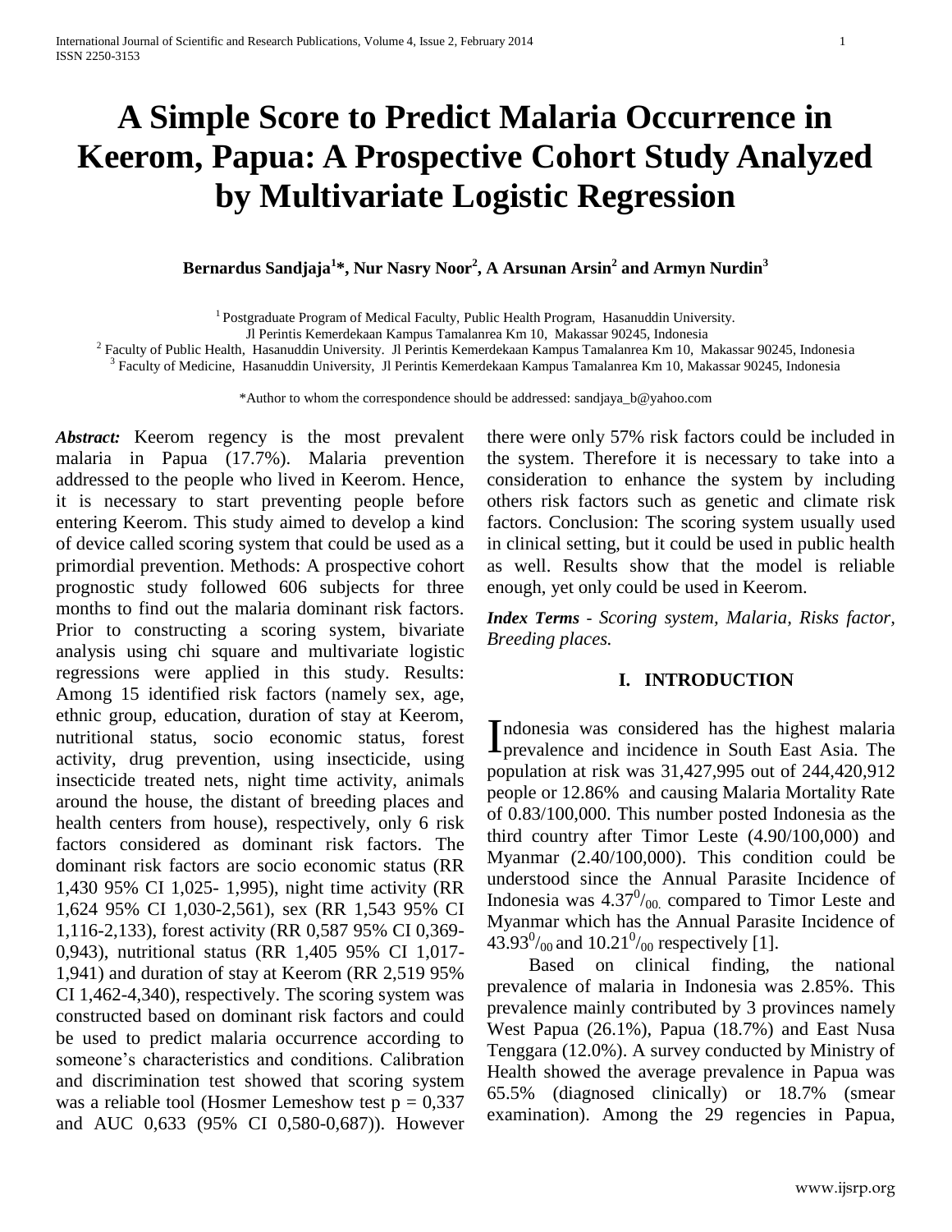# A Simple Score to Predict Malaria Occurrence in Keerom, Papua: A Prospective Cohort Study Analyzed by Multivariate Logistic Regression

**Bernardus Sandjaja[1]\*, Nur Nasry Noor[2], A Arsunan Arsin[2] and Armyn Nurdin[3]**

[1] Postgraduate Program of Medical Faculty, Public Health Program, Hasanuddin University. Jl Perintis Kemerdekaan Kampus Tamalanrea Km 10, Makassar 90245, Indonesia

[2] Faculty of Public Health, Hasanuddin University. Jl Perintis Kemerdekaan Kampus Tamalanrea Km 10, Makassar 90245, Indonesia

[3] Faculty of Medicine, Hasanuddin University, Jl Perintis Kemerdekaan Kampus Tamalanrea Km 10, Makassar 90245, Indonesia

*Author to whom the correspondence should be addressed: sandjaya_b@yahoo.com

***Abstract:*** Keerom regency is the most prevalent malaria in Papua (17.7%). Malaria prevention addressed to the people who lived in Keerom. Hence, it is necessary to start preventing people before entering Keerom. This study aimed to develop a kind of device called scoring system that could be used as a primordial prevention. Methods: A prospective cohort prognostic study followed 606 subjects for three months to find out the malaria dominant risk factors. Prior to constructing a scoring system, bivariate analysis using chi square and multivariate logistic regressions were applied in this study. Results: Among 15 identified risk factors (namely sex, age, ethnic group, education, duration of stay at Keerom, nutritional status, socio economic status, forest activity, drug prevention, using insecticide, using insecticide treated nets, night time activity, animals around the house, the distant of breeding places and health centers from house), respectively, only 6 risk factors considered as dominant risk factors. The dominant risk factors are socio economic status (RR 1,430 95% CI 1,025- 1,995), night time activity (RR 1,624 95% CI 1,030-2,561), sex (RR 1,543 95% CI 1,116-2,133), forest activity (RR 0,587 95% CI 0,369-0,943), nutritional status (RR 1,405 95% CI 1,017-1,941) and duration of stay at Keerom (RR 2,519 95% CI 1,462-4,340), respectively. The scoring system was constructed based on dominant risk factors and could be used to predict malaria occurrence according to someone's characteristics and conditions. Calibration and discrimination test showed that scoring system was a reliable tool (Hosmer Lemeshow test p = 0,337 and AUC 0,633 (95% CI 0,580-0,687)). However there were only 57% risk factors could be included in the system. Therefore it is necessary to take into a consideration to enhance the system by including others risk factors such as genetic and climate risk factors. Conclusion: The scoring system usually used in clinical setting, but it could be used in public health as well. Results show that the model is reliable enough, yet only could be used in Keerom.

***Index Terms*** *- Scoring system, Malaria, Risks factor, Breeding places.*

## I. INTRODUCTION

Indonesia was considered has the highest malaria prevalence and incidence in South East Asia. The population at risk was 31,427,995 out of 244,420,912 people or 12.86% and causing Malaria Mortality Rate of 0.83/100,000. This number posted Indonesia as the third country after Timor Leste (4.90/100,000) and Myanmar (2.40/100,000). This condition could be understood since the Annual Parasite Incidence of Indonesia was $4.37^{0}/_{00}$ compared to Timor Leste and Myanmar which has the Annual Parasite Incidence of $43.93^{0}/_{00}$ and $10.21^{0}/_{00}$ respectively [1].

Based on clinical finding, the national prevalence of malaria in Indonesia was 2.85%. This prevalence mainly contributed by 3 provinces namely West Papua (26.1%), Papua (18.7%) and East Nusa Tenggara (12.0%). A survey conducted by Ministry of Health showed the average prevalence in Papua was 65.5% (diagnosed clinically) or 18.7% (smear examination). Among the 29 regencies in Papua,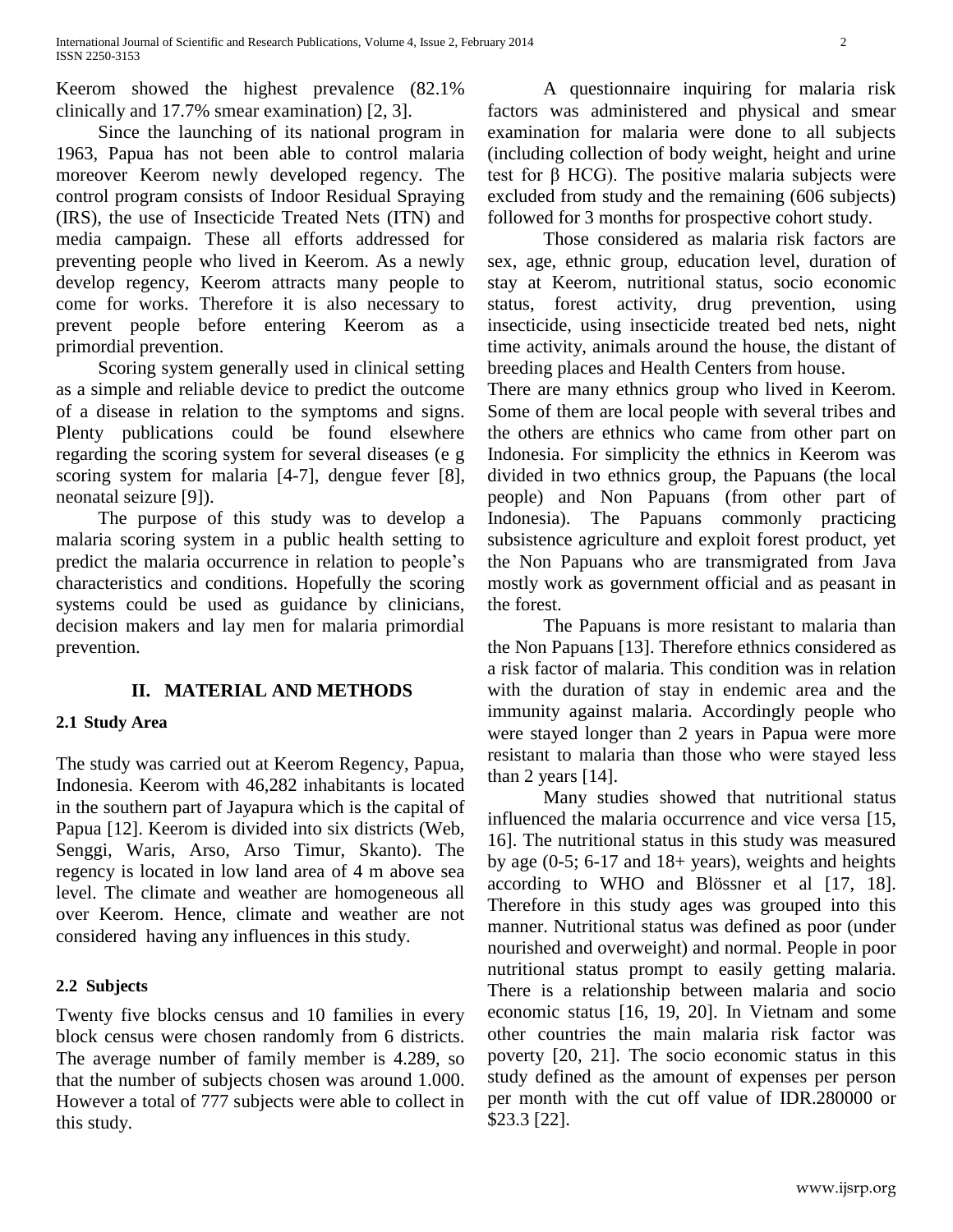Keerom showed the highest prevalence (82.1% clinically and 17.7% smear examination) [2, 3].

Since the launching of its national program in 1963, Papua has not been able to control malaria moreover Keerom newly developed regency. The control program consists of Indoor Residual Spraying (IRS), the use of Insecticide Treated Nets (ITN) and media campaign. These all efforts addressed for preventing people who lived in Keerom. As a newly develop regency, Keerom attracts many people to come for works. Therefore it is also necessary to prevent people before entering Keerom as a primordial prevention.

Scoring system generally used in clinical setting as a simple and reliable device to predict the outcome of a disease in relation to the symptoms and signs. Plenty publications could be found elsewhere regarding the scoring system for several diseases (e g scoring system for malaria [4-7], dengue fever [8], neonatal seizure [9]).

The purpose of this study was to develop a malaria scoring system in a public health setting to predict the malaria occurrence in relation to people's characteristics and conditions. Hopefully the scoring systems could be used as guidance by clinicians, decision makers and lay men for malaria primordial prevention.

## II. MATERIAL AND METHODS

### 2.1 Study Area

The study was carried out at Keerom Regency, Papua, Indonesia. Keerom with 46,282 inhabitants is located in the southern part of Jayapura which is the capital of Papua [12]. Keerom is divided into six districts (Web, Senggi, Waris, Arso, Arso Timur, Skanto). The regency is located in low land area of 4 m above sea level. The climate and weather are homogeneous all over Keerom. Hence, climate and weather are not considered having any influences in this study.

### 2.2 Subjects

Twenty five blocks census and 10 families in every block census were chosen randomly from 6 districts. The average number of family member is 4.289, so that the number of subjects chosen was around 1.000. However a total of 777 subjects were able to collect in this study.

A questionnaire inquiring for malaria risk factors was administered and physical and smear examination for malaria were done to all subjects (including collection of body weight, height and urine test for β HCG). The positive malaria subjects were excluded from study and the remaining (606 subjects) followed for 3 months for prospective cohort study.

Those considered as malaria risk factors are sex, age, ethnic group, education level, duration of stay at Keerom, nutritional status, socio economic status, forest activity, drug prevention, using insecticide, using insecticide treated bed nets, night time activity, animals around the house, the distant of breeding places and Health Centers from house.

There are many ethnics group who lived in Keerom. Some of them are local people with several tribes and the others are ethnics who came from other part on Indonesia. For simplicity the ethnics in Keerom was divided in two ethnics group, the Papuans (the local people) and Non Papuans (from other part of Indonesia). The Papuans commonly practicing subsistence agriculture and exploit forest product, yet the Non Papuans who are transmigrated from Java mostly work as government official and as peasant in the forest.

The Papuans is more resistant to malaria than the Non Papuans [13]. Therefore ethnics considered as a risk factor of malaria. This condition was in relation with the duration of stay in endemic area and the immunity against malaria. Accordingly people who were stayed longer than 2 years in Papua were more resistant to malaria than those who were stayed less than 2 years [14].

Many studies showed that nutritional status influenced the malaria occurrence and vice versa [15, 16]. The nutritional status in this study was measured by age (0-5; 6-17 and 18+ years), weights and heights according to WHO and Blössner et al [17, 18]. Therefore in this study ages was grouped into this manner. Nutritional status was defined as poor (under nourished and overweight) and normal. People in poor nutritional status prompt to easily getting malaria. There is a relationship between malaria and socio economic status [16, 19, 20]. In Vietnam and some other countries the main malaria risk factor was poverty [20, 21]. The socio economic status in this study defined as the amount of expenses per person per month with the cut off value of IDR.280000 or $23.3 [22].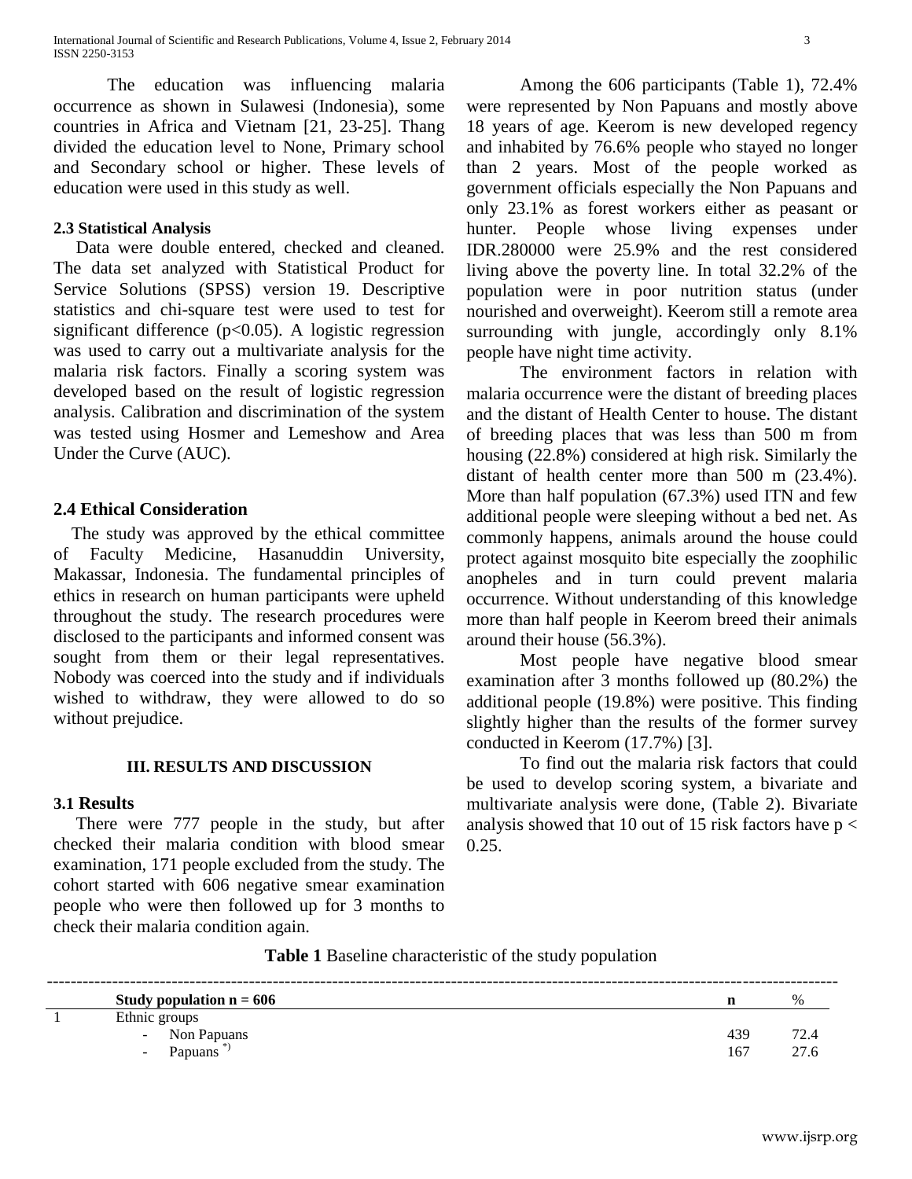The education was influencing malaria occurrence as shown in Sulawesi (Indonesia), some countries in Africa and Vietnam [21, 23-25]. Thang divided the education level to None, Primary school and Secondary school or higher. These levels of education were used in this study as well.

### 2.3 Statistical Analysis

Data were double entered, checked and cleaned. The data set analyzed with Statistical Product for Service Solutions (SPSS) version 19. Descriptive statistics and chi-square test were used to test for significant difference ($p<0.05$). A logistic regression was used to carry out a multivariate analysis for the malaria risk factors. Finally a scoring system was developed based on the result of logistic regression analysis. Calibration and discrimination of the system was tested using Hosmer and Lemeshow and Area Under the Curve (AUC).

## 2.4 Ethical Consideration

The study was approved by the ethical committee of Faculty Medicine, Hasanuddin University, Makassar, Indonesia. The fundamental principles of ethics in research on human participants were upheld throughout the study. The research procedures were disclosed to the participants and informed consent was sought from them or their legal representatives. Nobody was coerced into the study and if individuals wished to withdraw, they were allowed to do so without prejudice.

## III. RESULTS AND DISCUSSION

### 3.1 Results

There were 777 people in the study, but after checked their malaria condition with blood smear examination, 171 people excluded from the study. The cohort started with 606 negative smear examination people who were then followed up for 3 months to check their malaria condition again.

Among the 606 participants (Table 1), 72.4% were represented by Non Papuans and mostly above 18 years of age. Keerom is new developed regency and inhabited by 76.6% people who stayed no longer than 2 years. Most of the people worked as government officials especially the Non Papuans and only 23.1% as forest workers either as peasant or hunter. People whose living expenses under IDR.280000 were 25.9% and the rest considered living above the poverty line. In total 32.2% of the population were in poor nutrition status (under nourished and overweight). Keerom still a remote area surrounding with jungle, accordingly only 8.1% people have night time activity.

The environment factors in relation with malaria occurrence were the distant of breeding places and the distant of Health Center to house. The distant of breeding places that was less than 500 m from housing (22.8%) considered at high risk. Similarly the distant of health center more than 500 m (23.4%). More than half population (67.3%) used ITN and few additional people were sleeping without a bed net. As commonly happens, animals around the house could protect against mosquito bite especially the zoophilic anopheles and in turn could prevent malaria occurrence. Without understanding of this knowledge more than half people in Keerom breed their animals around their house (56.3%).

Most people have negative blood smear examination after 3 months followed up (80.2%) the additional people (19.8%) were positive. This finding slightly higher than the results of the former survey conducted in Keerom (17.7%) [3].

To find out the malaria risk factors that could be used to develop scoring system, a bivariate and multivariate analysis were done, (Table 2). Bivariate analysis showed that 10 out of 15 risk factors have $p < 0.25$.

**Table 1** Baseline characteristic of the study population

| | Study population n = 606 | n | % |
|---|---|---|---|
| 1 | Ethnic groups | | |
| | - Non Papuans | 439 | 72.4 |
| | - Papuans *) | 167 | 27.6 |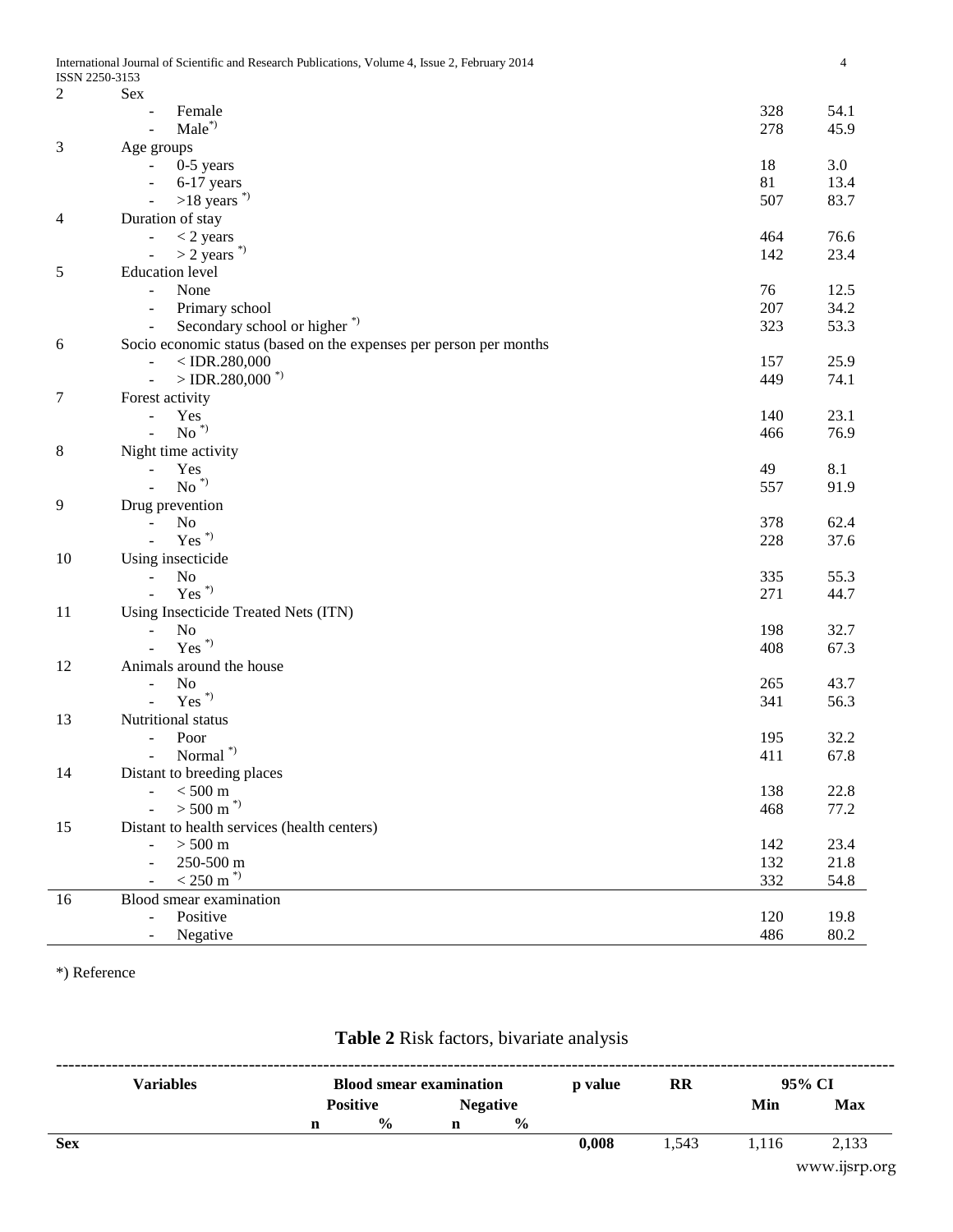| No | Variables | n | % |
|---|---|---|---|
| 2 | Sex | | |
| | - Female | 328 | 54.1 |
| | - Male *) | 278 | 45.9 |
| 3 | Age groups | | |
| | - 0-5 years | 18 | 3.0 |
| | - 6-17 years | 81 | 13.4 |
| | - >18 years *) | 507 | 83.7 |
| 4 | Duration of stay | | |
| | - < 2 years | 464 | 76.6 |
| | - > 2 years *) | 142 | 23.4 |
| 5 | Education level | | |
| | - None | 76 | 12.5 |
| | - Primary school | 207 | 34.2 |
| | - Secondary school or higher *) | 323 | 53.3 |
| 6 | Socio economic status (based on the expenses per person per months | | |
| | - < IDR.280,000 | 157 | 25.9 |
| | - > IDR.280,000 *) | 449 | 74.1 |
| 7 | Forest activity | | |
| | - Yes | 140 | 23.1 |
| | - No *) | 466 | 76.9 |
| 8 | Night time activity | | |
| | - Yes | 49 | 8.1 |
| | - No *) | 557 | 91.9 |
| 9 | Drug prevention | | |
| | - No | 378 | 62.4 |
| | - Yes *) | 228 | 37.6 |
| 10 | Using insecticide | | |
| | - No | 335 | 55.3 |
| | - Yes *) | 271 | 44.7 |
| 11 | Using Insecticide Treated Nets (ITN) | | |
| | - No | 198 | 32.7 |
| | - Yes *) | 408 | 67.3 |
| 12 | Animals around the house | | |
| | - No | 265 | 43.7 |
| | - Yes *) | 341 | 56.3 |
| 13 | Nutritional status | | |
| | - Poor | 195 | 32.2 |
| | - Normal *) | 411 | 67.8 |
| 14 | Distant to breeding places | | |
| | - < 500 m | 138 | 22.8 |
| | - > 500 m *) | 468 | 77.2 |
| 15 | Distant to health services (health centers) | | |
| | - > 500 m | 142 | 23.4 |
| | - 250-500 m | 132 | 21.8 |
| | - < 250 m *) | 332 | 54.8 |
| 16 | Blood smear examination | | |
| | - Positive | 120 | 19.8 |
| | - Negative | 486 | 80.2 |

*) Reference

**Table 2** Risk factors, bivariate analysis

| Variables | Blood smear examination | | | | p value | RR | 95% CI | |
|---|---|---|---|---|---|---|---|---|
| | Positive | | Negative | | | | Min | Max |
| | n | % | n | % | | | | |
| **Sex** | | | | | **0,008** | 1,543 | 1,116 | 2,133 |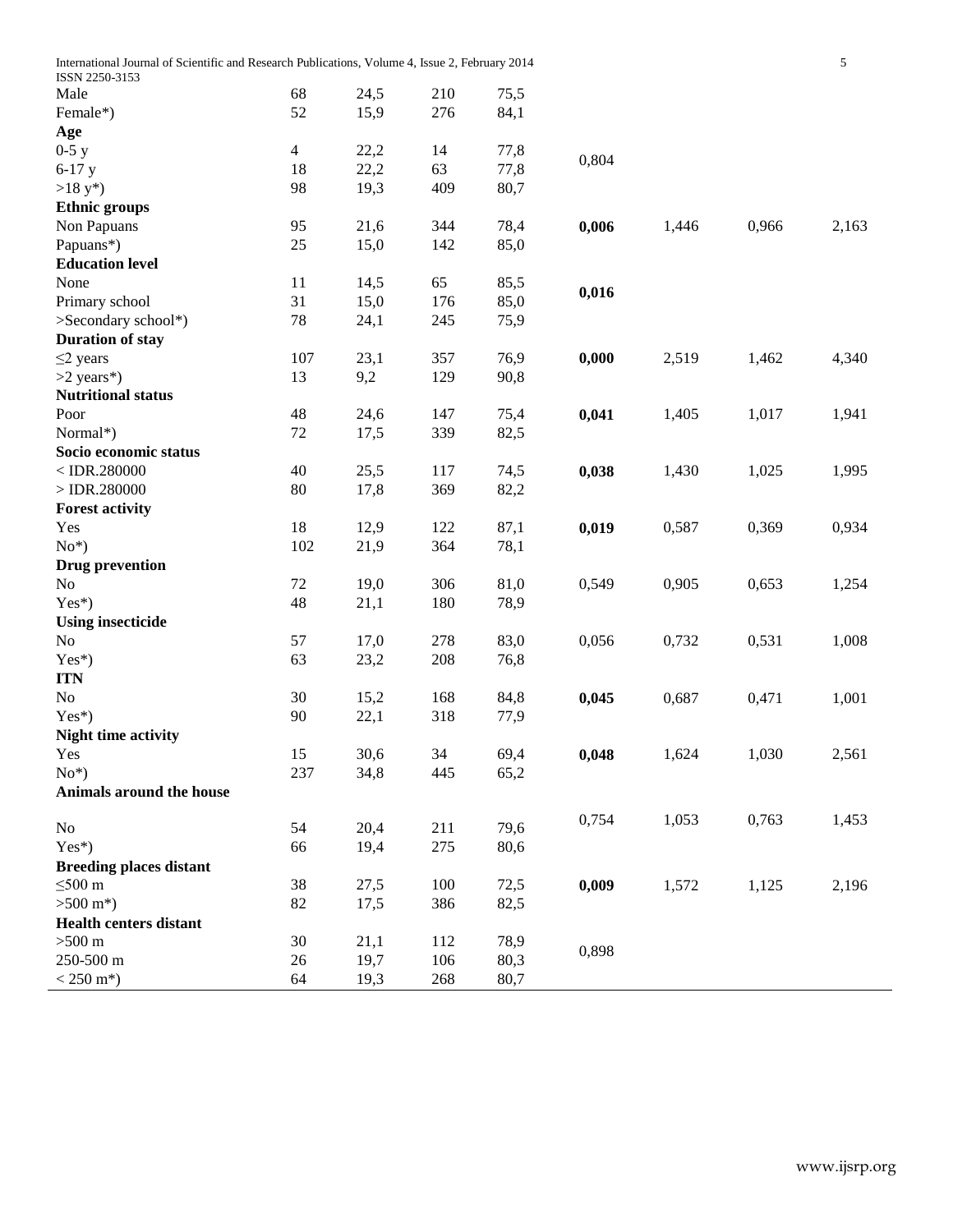| | | | | | | | | |
|---|---|---|---|---|---|---|---|---|
| Male | 68 | 24,5 | 210 | 75,5 | | | | |
| Female*) | 52 | 15,9 | 276 | 84,1 | | | | |
| **Age** | | | | | | | | |
| 0-5 y | 4 | 22,2 | 14 | 77,8 | 0,804 | | | |
| 6-17 y | 18 | 22,2 | 63 | 77,8 | | | | |
| >18 y*) | 98 | 19,3 | 409 | 80,7 | | | | |
| **Ethnic groups** | | | | | | | | |
| Non Papuans | 95 | 21,6 | 344 | 78,4 | **0,006** | 1,446 | 0,966 | 2,163 |
| Papuans*) | 25 | 15,0 | 142 | 85,0 | | | | |
| **Education level** | | | | | | | | |
| None | 11 | 14,5 | 65 | 85,5 | **0,016** | | | |
| Primary school | 31 | 15,0 | 176 | 85,0 | | | | |
| >Secondary school*) | 78 | 24,1 | 245 | 75,9 | | | | |
| **Duration of stay** | | | | | | | | |
| ≤2 years | 107 | 23,1 | 357 | 76,9 | **0,000** | 2,519 | 1,462 | 4,340 |
| >2 years*) | 13 | 9,2 | 129 | 90,8 | | | | |
| **Nutritional status** | | | | | | | | |
| Poor | 48 | 24,6 | 147 | 75,4 | **0,041** | 1,405 | 1,017 | 1,941 |
| Normal*) | 72 | 17,5 | 339 | 82,5 | | | | |
| **Socio economic status** | | | | | | | | |
| < IDR.280000 | 40 | 25,5 | 117 | 74,5 | **0,038** | 1,430 | 1,025 | 1,995 |
| > IDR.280000 | 80 | 17,8 | 369 | 82,2 | | | | |
| **Forest activity** | | | | | | | | |
| Yes | 18 | 12,9 | 122 | 87,1 | **0,019** | 0,587 | 0,369 | 0,934 |
| No*) | 102 | 21,9 | 364 | 78,1 | | | | |
| **Drug prevention** | | | | | | | | |
| No | 72 | 19,0 | 306 | 81,0 | 0,549 | 0,905 | 0,653 | 1,254 |
| Yes*) | 48 | 21,1 | 180 | 78,9 | | | | |
| **Using insecticide** | | | | | | | | |
| No | 57 | 17,0 | 278 | 83,0 | 0,056 | 0,732 | 0,531 | 1,008 |
| Yes*) | 63 | 23,2 | 208 | 76,8 | | | | |
| **ITN** | | | | | | | | |
| No | 30 | 15,2 | 168 | 84,8 | **0,045** | 0,687 | 0,471 | 1,001 |
| Yes*) | 90 | 22,1 | 318 | 77,9 | | | | |
| **Night time activity** | | | | | | | | |
| Yes | 15 | 30,6 | 34 | 69,4 | **0,048** | 1,624 | 1,030 | 2,561 |
| No*) | 237 | 34,8 | 445 | 65,2 | | | | |
| **Animals around the house** | | | | | | | | |
| No | 54 | 20,4 | 211 | 79,6 | 0,754 | 1,053 | 0,763 | 1,453 |
| Yes*) | 66 | 19,4 | 275 | 80,6 | | | | |
| **Breeding places distant** | | | | | | | | |
| ≤500 m | 38 | 27,5 | 100 | 72,5 | **0,009** | 1,572 | 1,125 | 2,196 |
| >500 m*) | 82 | 17,5 | 386 | 82,5 | | | | |
| **Health centers distant** | | | | | | | | |
| >500 m | 30 | 21,1 | 112 | 78,9 | 0,898 | | | |
| 250-500 m | 26 | 19,7 | 106 | 80,3 | | | | |
| < 250 m*) | 64 | 19,3 | 268 | 80,7 | | | | |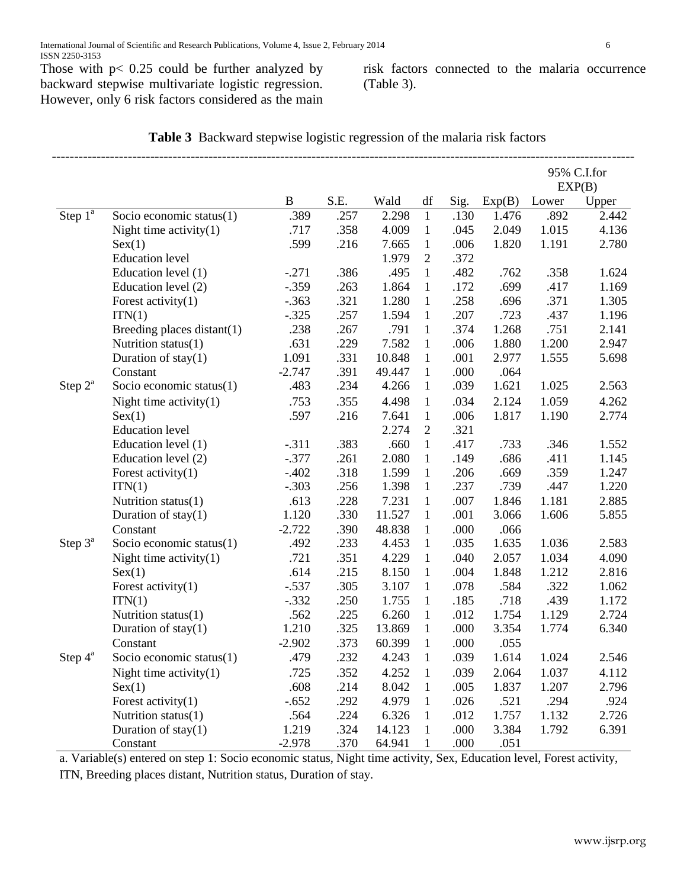Those with $p< 0.25$ could be further analyzed by backward stepwise multivariate logistic regression. However, only 6 risk factors considered as the main risk factors connected to the malaria occurrence (Table 3).

**Table 3** Backward stepwise logistic regression of the malaria risk factors

| | | B | S.E. | Wald | df | Sig. | Exp(B) | 95% C.I.for EXP(B) | |
|---|---|---|---|---|---|---|---|---|---|
| | | | | | | | | Lower | Upper |
| Step 1[a] | Socio economic status(1) | .389 | .257 | 2.298 | 1 | .130 | 1.476 | .892 | 2.442 |
| | Night time activity(1) | .717 | .358 | 4.009 | 1 | .045 | 2.049 | 1.015 | 4.136 |
| | Sex(1) | .599 | .216 | 7.665 | 1 | .006 | 1.820 | 1.191 | 2.780 |
| | Education level | | | 1.979 | 2 | .372 | | | |
| | Education level (1) | -.271 | .386 | .495 | 1 | .482 | .762 | .358 | 1.624 |
| | Education level (2) | -.359 | .263 | 1.864 | 1 | .172 | .699 | .417 | 1.169 |
| | Forest activity(1) | -.363 | .321 | 1.280 | 1 | .258 | .696 | .371 | 1.305 |
| | ITN(1) | -.325 | .257 | 1.594 | 1 | .207 | .723 | .437 | 1.196 |
| | Breeding places distant(1) | .238 | .267 | .791 | 1 | .374 | 1.268 | .751 | 2.141 |
| | Nutrition status(1) | .631 | .229 | 7.582 | 1 | .006 | 1.880 | 1.200 | 2.947 |
| | Duration of stay(1) | 1.091 | .331 | 10.848 | 1 | .001 | 2.977 | 1.555 | 5.698 |
| | Constant | -2.747 | .391 | 49.447 | 1 | .000 | .064 | | |
| Step 2[a] | Socio economic status(1) | .483 | .234 | 4.266 | 1 | .039 | 1.621 | 1.025 | 2.563 |
| | Night time activity(1) | .753 | .355 | 4.498 | 1 | .034 | 2.124 | 1.059 | 4.262 |
| | Sex(1) | .597 | .216 | 7.641 | 1 | .006 | 1.817 | 1.190 | 2.774 |
| | Education level | | | 2.274 | 2 | .321 | | | |
| | Education level (1) | -.311 | .383 | .660 | 1 | .417 | .733 | .346 | 1.552 |
| | Education level (2) | -.377 | .261 | 2.080 | 1 | .149 | .686 | .411 | 1.145 |
| | Forest activity(1) | -.402 | .318 | 1.599 | 1 | .206 | .669 | .359 | 1.247 |
| | ITN(1) | -.303 | .256 | 1.398 | 1 | .237 | .739 | .447 | 1.220 |
| | Nutrition status(1) | .613 | .228 | 7.231 | 1 | .007 | 1.846 | 1.181 | 2.885 |
| | Duration of stay(1) | 1.120 | .330 | 11.527 | 1 | .001 | 3.066 | 1.606 | 5.855 |
| | Constant | -2.722 | .390 | 48.838 | 1 | .000 | .066 | | |
| Step 3[a] | Socio economic status(1) | .492 | .233 | 4.453 | 1 | .035 | 1.635 | 1.036 | 2.583 |
| | Night time activity(1) | .721 | .351 | 4.229 | 1 | .040 | 2.057 | 1.034 | 4.090 |
| | Sex(1) | .614 | .215 | 8.150 | 1 | .004 | 1.848 | 1.212 | 2.816 |
| | Forest activity(1) | -.537 | .305 | 3.107 | 1 | .078 | .584 | .322 | 1.062 |
| | ITN(1) | -.332 | .250 | 1.755 | 1 | .185 | .718 | .439 | 1.172 |
| | Nutrition status(1) | .562 | .225 | 6.260 | 1 | .012 | 1.754 | 1.129 | 2.724 |
| | Duration of stay(1) | 1.210 | .325 | 13.869 | 1 | .000 | 3.354 | 1.774 | 6.340 |
| | Constant | -2.902 | .373 | 60.399 | 1 | .000 | .055 | | |
| Step 4[a] | Socio economic status(1) | .479 | .232 | 4.243 | 1 | .039 | 1.614 | 1.024 | 2.546 |
| | Night time activity(1) | .725 | .352 | 4.252 | 1 | .039 | 2.064 | 1.037 | 4.112 |
| | Sex(1) | .608 | .214 | 8.042 | 1 | .005 | 1.837 | 1.207 | 2.796 |
| | Forest activity(1) | -.652 | .292 | 4.979 | 1 | .026 | .521 | .294 | .924 |
| | Nutrition status(1) | .564 | .224 | 6.326 | 1 | .012 | 1.757 | 1.132 | 2.726 |
| | Duration of stay(1) | 1.219 | .324 | 14.123 | 1 | .000 | 3.384 | 1.792 | 6.391 |
| | Constant | -2.978 | .370 | 64.941 | 1 | .000 | .051 | | |

a. Variable(s) entered on step 1: Socio economic status, Night time activity, Sex, Education level, Forest activity, ITN, Breeding places distant, Nutrition status, Duration of stay.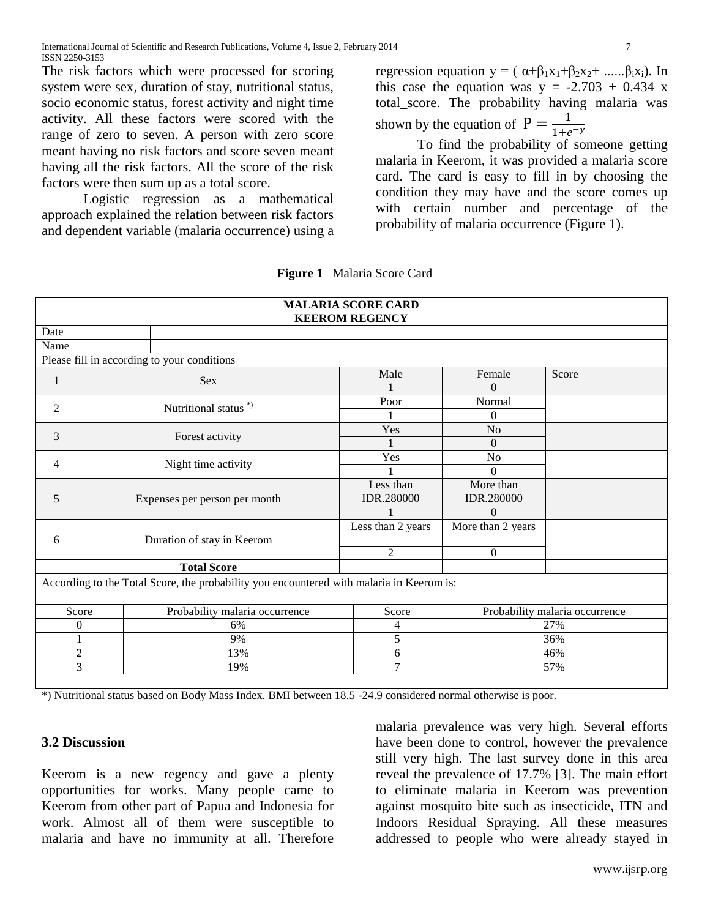The risk factors which were processed for scoring system were sex, duration of stay, nutritional status, socio economic status, forest activity and night time activity. All these factors were scored with the range of zero to seven. A person with zero score meant having no risk factors and score seven meant having all the risk factors. All the score of the risk factors were then sum up as a total score.

Logistic regression as a mathematical approach explained the relation between risk factors and dependent variable (malaria occurrence) using a regression equation $y = (\alpha+\beta_1x_1+\beta_2x_2+ ......\beta_ix_i)$. In this case the equation was $y = -2.703 + 0.434$ x total_score. The probability having malaria was shown by the equation of $P = \frac{1}{1+e^{-y}}$

To find the probability of someone getting malaria in Keerom, it was provided a malaria score card. The card is easy to fill in by choosing the condition they may have and the score comes up with certain number and percentage of the probability of malaria occurrence (Figure 1).

**Figure 1** Malaria Score Card

| **MALARIA SCORE CARD KEEROM REGENCY** | | | | |
|---|---|---|---|---|
| Date | | | | |
| Name | | | | |
| Please fill in according to your conditions | | | | |
| 1 | Sex | Male | Female | Score |
| | | 1 | 0 | |
| 2 | Nutritional status *) | Poor | Normal | |
| | | 1 | 0 | |
| 3 | Forest activity | Yes | No | |
| | | 1 | 0 | |
| 4 | Night time activity | Yes | No | |
| | | 1 | 0 | |
| 5 | Expenses per person per month | Less than IDR.280000 | More than IDR.280000 | |
| | | 1 | 0 | |
| 6 | Duration of stay in Keerom | Less than 2 years | More than 2 years | |
| | | 2 | 0 | |
| | **Total Score** | | | |

According to the Total Score, the probability you encountered with malaria in Keerom is:

| Score | Probability malaria occurrence | Score | Probability malaria occurrence |
|---|---|---|---|
| 0 | 6% | 4 | 27% |
| 1 | 9% | 5 | 36% |
| 2 | 13% | 6 | 46% |
| 3 | 19% | 7 | 57% |

*) Nutritional status based on Body Mass Index. BMI between 18.5 -24.9 considered normal otherwise is poor.

### 3.2 Discussion

Keerom is a new regency and gave a plenty opportunities for works. Many people came to Keerom from other part of Papua and Indonesia for work. Almost all of them were susceptible to malaria and have no immunity at all. Therefore malaria prevalence was very high. Several efforts have been done to control, however the prevalence still very high. The last survey done in this area reveal the prevalence of 17.7% [3]. The main effort to eliminate malaria in Keerom was prevention against mosquito bite such as insecticide, ITN and Indoors Residual Spraying. All these measures addressed to people who were already stayed in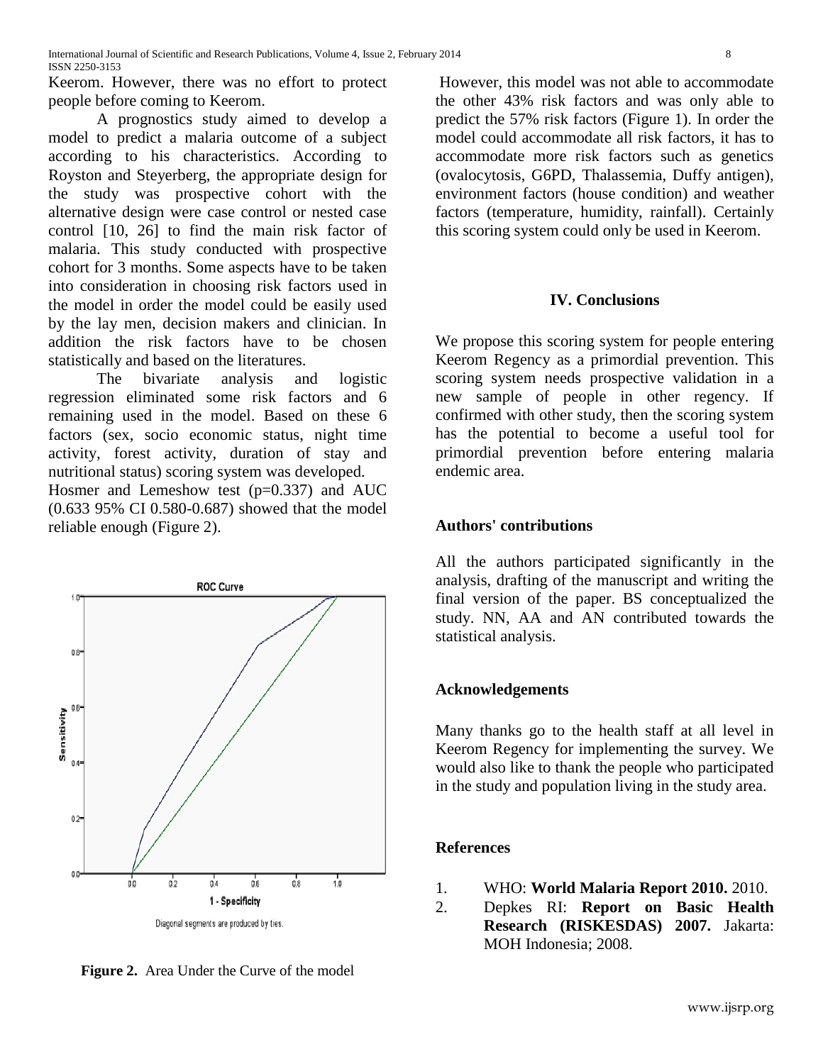Keerom. However, there was no effort to protect people before coming to Keerom.

A prognostics study aimed to develop a model to predict a malaria outcome of a subject according to his characteristics. According to Royston and Steyerberg, the appropriate design for the study was prospective cohort with the alternative design were case control or nested case control [10, 26] to find the main risk factor of malaria. This study conducted with prospective cohort for 3 months. Some aspects have to be taken into consideration in choosing risk factors used in the model in order the model could be easily used by the lay men, decision makers and clinician. In addition the risk factors have to be chosen statistically and based on the literatures.

The bivariate analysis and logistic regression eliminated some risk factors and 6 remaining used in the model. Based on these 6 factors (sex, socio economic status, night time activity, forest activity, duration of stay and nutritional status) scoring system was developed. Hosmer and Lemeshow test (p=0.337) and AUC (0.633 95% CI 0.580-0.687) showed that the model reliable enough (Figure 2).

ROC Curve

Diagonal segments are produced by ties.

**Figure 2.** Area Under the Curve of the model

However, this model was not able to accommodate the other 43% risk factors and was only able to predict the 57% risk factors (Figure 1). In order the model could accommodate all risk factors, it has to accommodate more risk factors such as genetics (ovalocytosis, G6PD, Thalassemia, Duffy antigen), environment factors (house condition) and weather factors (temperature, humidity, rainfall). Certainly this scoring system could only be used in Keerom.

## IV. Conclusions

We propose this scoring system for people entering Keerom Regency as a primordial prevention. This scoring system needs prospective validation in a new sample of people in other regency. If confirmed with other study, then the scoring system has the potential to become a useful tool for primordial prevention before entering malaria endemic area.

## Authors' contributions

All the authors participated significantly in the analysis, drafting of the manuscript and writing the final version of the paper. BS conceptualized the study. NN, AA and AN contributed towards the statistical analysis.

## Acknowledgements

Many thanks go to the health staff at all level in Keerom Regency for implementing the survey. We would also like to thank the people who participated in the study and population living in the study area.

## References

1. WHO: **World Malaria Report 2010.** 2010.
2. Depkes RI: **Report on Basic Health Research (RISKESDAS) 2007.** Jakarta: MOH Indonesia; 2008.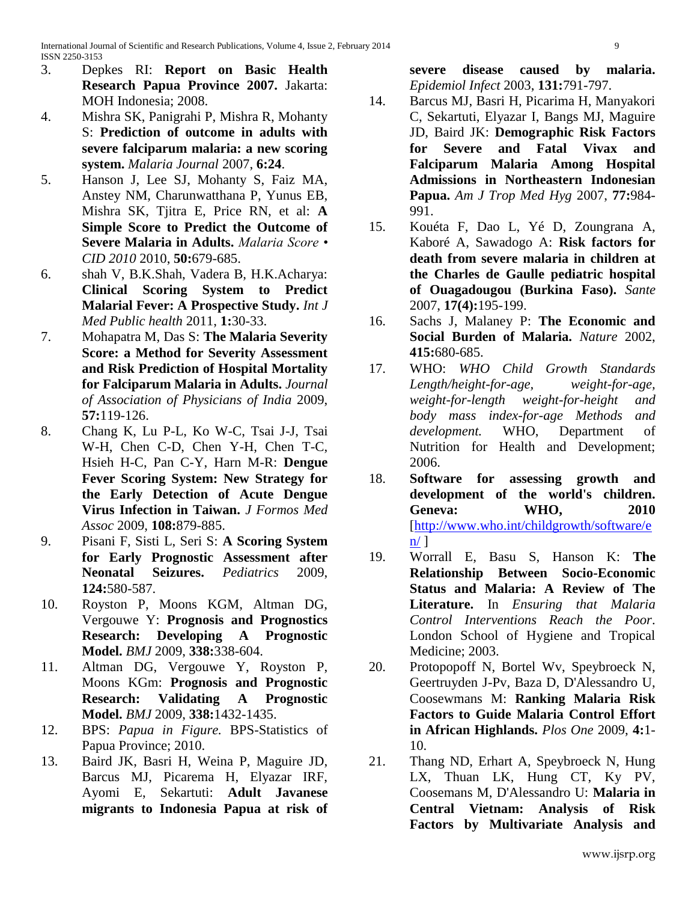3. Depkes RI: **Report on Basic Health Research Papua Province 2007.** Jakarta: MOH Indonesia; 2008.
4. Mishra SK, Panigrahi P, Mishra R, Mohanty S: **Prediction of outcome in adults with severe falciparum malaria: a new scoring system.** *Malaria Journal* 2007, **6:24**.
5. Hanson J, Lee SJ, Mohanty S, Faiz MA, Anstey NM, Charunwatthana P, Yunus EB, Mishra SK, Tjitra E, Price RN, et al: **A Simple Score to Predict the Outcome of Severe Malaria in Adults.** *Malaria Score • CID 2010* 2010, **50:**679-685.
6. shah V, B.K.Shah, Vadera B, H.K.Acharya: **Clinical Scoring System to Predict Malarial Fever: A Prospective Study.** *Int J Med Public health* 2011, **1:**30-33.
7. Mohapatra M, Das S: **The Malaria Severity Score: a Method for Severity Assessment and Risk Prediction of Hospital Mortality for Falciparum Malaria in Adults.** *Journal of Association of Physicians of India* 2009, **57:**119-126.
8. Chang K, Lu P-L, Ko W-C, Tsai J-J, Tsai W-H, Chen C-D, Chen Y-H, Chen T-C, Hsieh H-C, Pan C-Y, Harn M-R: **Dengue Fever Scoring System: New Strategy for the Early Detection of Acute Dengue Virus Infection in Taiwan.** *J Formos Med Assoc* 2009, **108:**879-885.
9. Pisani F, Sisti L, Seri S: **A Scoring System for Early Prognostic Assessment after Neonatal Seizures.** *Pediatrics* 2009, **124:**580-587.
10. Royston P, Moons KGM, Altman DG, Vergouwe Y: **Prognosis and Prognostics Research: Developing A Prognostic Model.** *BMJ* 2009, **338:**338-604.
11. Altman DG, Vergouwe Y, Royston P, Moons KGm: **Prognosis and Prognostic Research: Validating A Prognostic Model.** *BMJ* 2009, **338:**1432-1435.
12. BPS: *Papua in Figure.* BPS-Statistics of Papua Province; 2010.
13. Baird JK, Basri H, Weina P, Maguire JD, Barcus MJ, Picarema H, Elyazar IRF, Ayomi E, Sekartuti: **Adult Javanese migrants to Indonesia Papua at risk of severe disease caused by malaria.** *Epidemiol Infect* 2003, **131:**791-797.
14. Barcus MJ, Basri H, Picarima H, Manyakori C, Sekartuti, Elyazar I, Bangs MJ, Maguire JD, Baird JK: **Demographic Risk Factors for Severe and Fatal Vivax and Falciparum Malaria Among Hospital Admissions in Northeastern Indonesian Papua.** *Am J Trop Med Hyg* 2007, **77:**984-991.
15. Kouéta F, Dao L, Yé D, Zoungrana A, Kaboré A, Sawadogo A: **Risk factors for death from severe malaria in children at the Charles de Gaulle pediatric hospital of Ouagadougou (Burkina Faso).** *Sante* 2007, **17(4):**195-199.
16. Sachs J, Malaney P: **The Economic and Social Burden of Malaria.** *Nature* 2002, **415:**680-685.
17. WHO: *WHO Child Growth Standards Length/height-for-age, weight-for-age, weight-for-length weight-for-height and body mass index-for-age Methods and development.* WHO, Department of Nutrition for Health and Development; 2006.
18. **Software for assessing growth and development of the world's children. Geneva: WHO, 2010** [http://www.who.int/childgrowth/software/en/ ]
19. Worrall E, Basu S, Hanson K: **The Relationship Between Socio-Economic Status and Malaria: A Review of The Literature.** In *Ensuring that Malaria Control Interventions Reach the Poor*. London School of Hygiene and Tropical Medicine; 2003.
20. Protopopoff N, Bortel Wv, Speybroeck N, Geertruyden J-Pv, Baza D, D'Alessandro U, Coosewmans M: **Ranking Malaria Risk Factors to Guide Malaria Control Effort in African Highlands.** *Plos One* 2009, **4:**1-10.
21. Thang ND, Erhart A, Speybroeck N, Hung LX, Thuan LK, Hung CT, Ky PV, Coosemans M, D'Alessandro U: **Malaria in Central Vietnam: Analysis of Risk Factors by Multivariate Analysis and**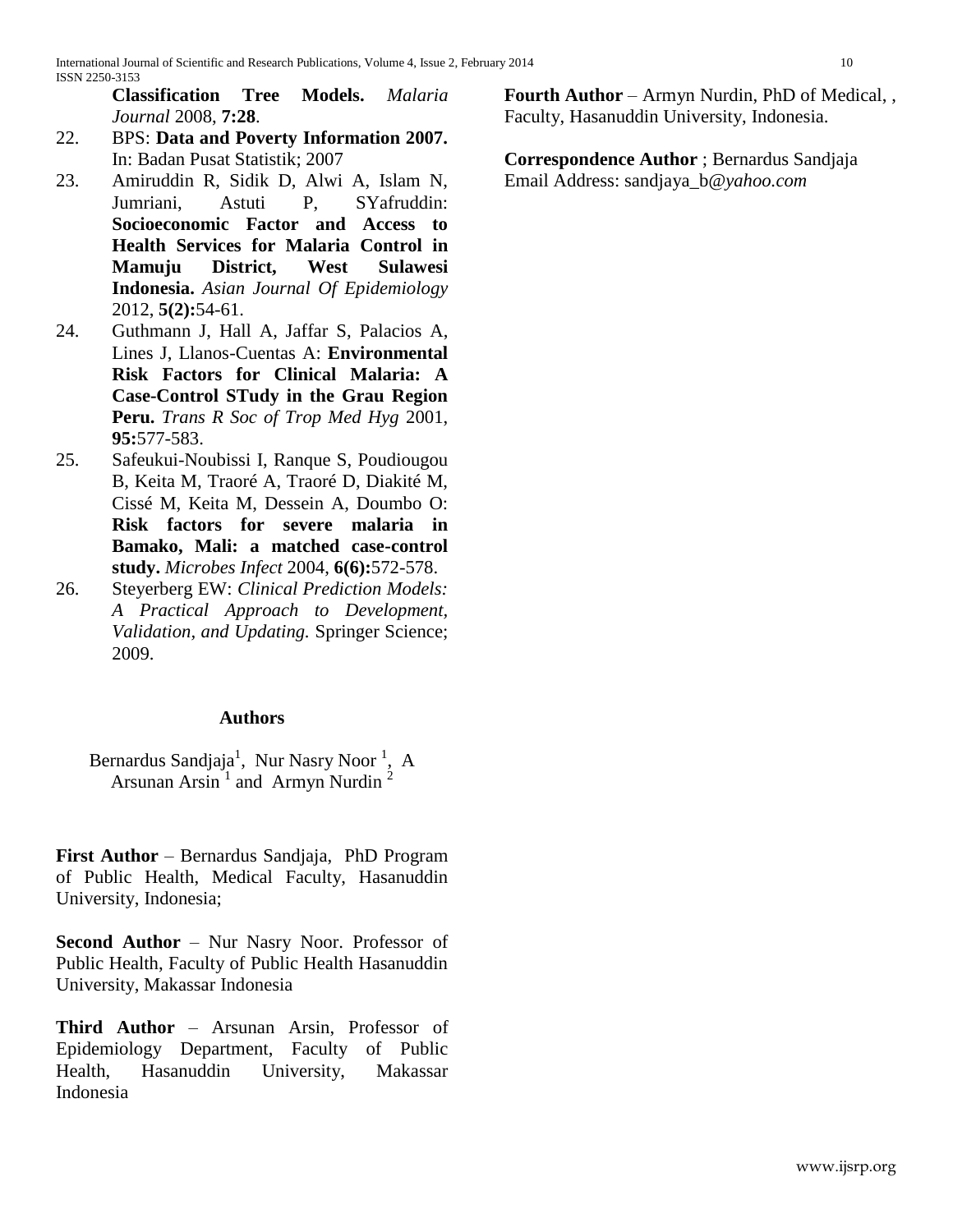**Classification Tree Models.** *Malaria Journal* 2008, **7:28**.

22. BPS: **Data and Poverty Information 2007.** In: Badan Pusat Statistik; 2007
23. Amiruddin R, Sidik D, Alwi A, Islam N, Jumriani, Astuti P, SYafruddin: **Socioeconomic Factor and Access to Health Services for Malaria Control in Mamuju District, West Sulawesi Indonesia.** *Asian Journal Of Epidemiology* 2012, **5(2):**54-61.
24. Guthmann J, Hall A, Jaffar S, Palacios A, Lines J, Llanos-Cuentas A: **Environmental Risk Factors for Clinical Malaria: A Case-Control STudy in the Grau Region Peru.** *Trans R Soc of Trop Med Hyg* 2001, **95:**577-583.
25. Safeukui-Noubissi I, Ranque S, Poudiougou B, Keita M, Traoré A, Traoré D, Diakité M, Cissé M, Keita M, Dessein A, Doumbo O: **Risk factors for severe malaria in Bamako, Mali: a matched case-control study.** *Microbes Infect* 2004, **6(6):**572-578.
26. Steyerberg EW: *Clinical Prediction Models: A Practical Approach to Development, Validation, and Updating.* Springer Science; 2009.

## Authors

Bernardus Sandjaja[1], Nur Nasry Noor [1], A Arsunan Arsin [1] and Armyn Nurdin [2]

**First Author** – Bernardus Sandjaja, PhD Program of Public Health, Medical Faculty, Hasanuddin University, Indonesia;

**Second Author** – Nur Nasry Noor. Professor of Public Health, Faculty of Public Health Hasanuddin University, Makassar Indonesia

**Third Author** – Arsunan Arsin, Professor of Epidemiology Department, Faculty of Public Health, Hasanuddin University, Makassar Indonesia

**Fourth Author** – Armyn Nurdin, PhD of Medical, , Faculty, Hasanuddin University, Indonesia.

**Correspondence Author** ; Bernardus Sandjaja
Email Address: sandjaya_b@*yahoo.com*